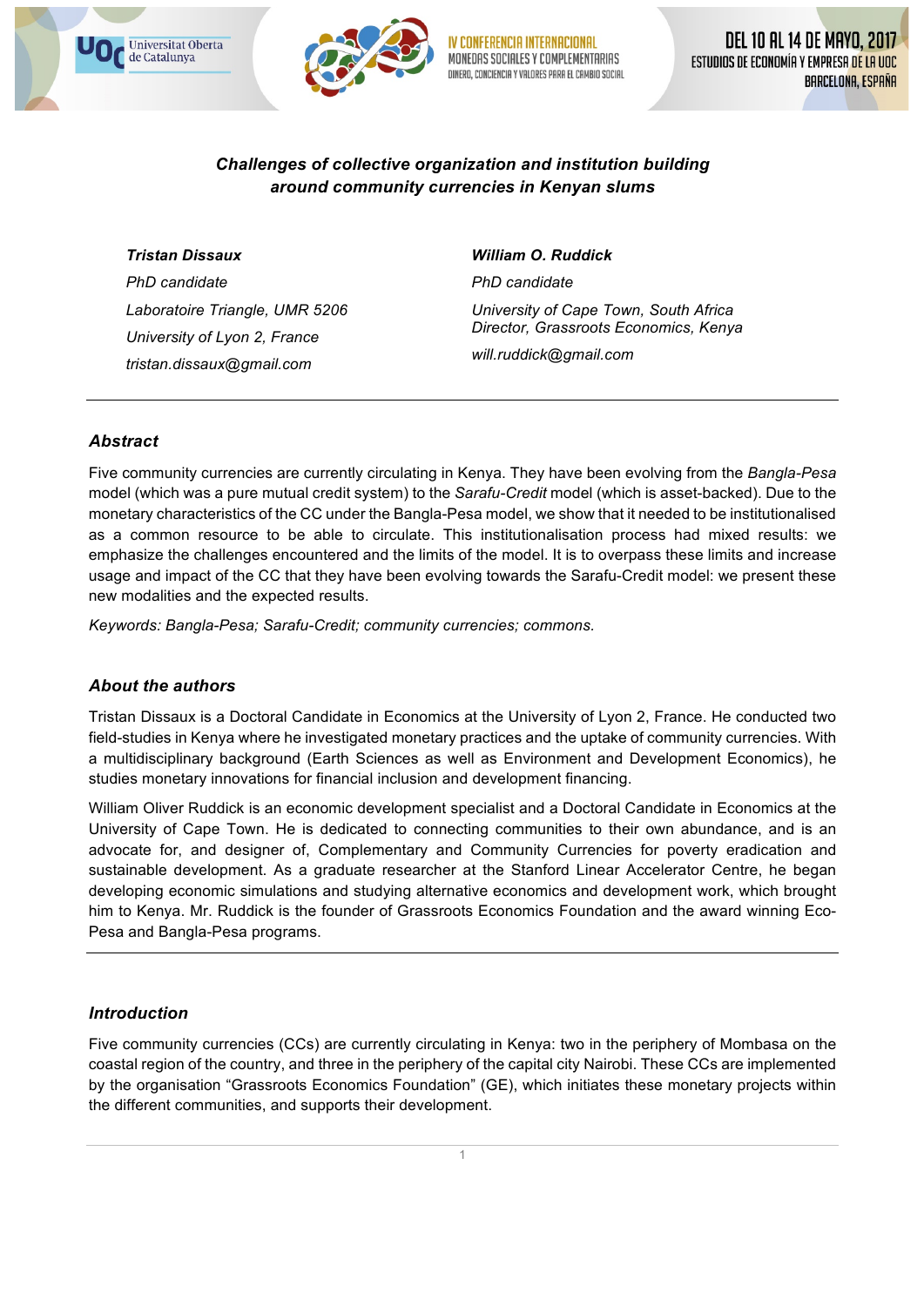# *Challenges of collective organization and institution building around community currencies in Kenyan slums*

***Tristan Dissaux***

*PhD candidate*

*Laboratoire Triangle, UMR 5206*

*University of Lyon 2, France*

*tristan.dissaux@gmail.com*

***William O. Ruddick***

*PhD candidate*

*University of Cape Town, South Africa*
*Director, Grassroots Economics, Kenya*

*will.ruddick@gmail.com*

---

## *Abstract*

Five community currencies are currently circulating in Kenya. They have been evolving from the *Bangla-Pesa* model (which was a pure mutual credit system) to the *Sarafu-Credit* model (which is asset-backed). Due to the monetary characteristics of the CC under the Bangla-Pesa model, we show that it needed to be institutionalised as a common resource to be able to circulate. This institutionalisation process had mixed results: we emphasize the challenges encountered and the limits of the model. It is to overpass these limits and increase usage and impact of the CC that they have been evolving towards the Sarafu-Credit model: we present these new modalities and the expected results.

*Keywords: Bangla-Pesa; Sarafu-Credit; community currencies; commons.*

## *About the authors*

Tristan Dissaux is a Doctoral Candidate in Economics at the University of Lyon 2, France. He conducted two field-studies in Kenya where he investigated monetary practices and the uptake of community currencies. With a multidisciplinary background (Earth Sciences as well as Environment and Development Economics), he studies monetary innovations for financial inclusion and development financing.

William Oliver Ruddick is an economic development specialist and a Doctoral Candidate in Economics at the University of Cape Town. He is dedicated to connecting communities to their own abundance, and is an advocate for, and designer of, Complementary and Community Currencies for poverty eradication and sustainable development. As a graduate researcher at the Stanford Linear Accelerator Centre, he began developing economic simulations and studying alternative economics and development work, which brought him to Kenya. Mr. Ruddick is the founder of Grassroots Economics Foundation and the award winning Eco-Pesa and Bangla-Pesa programs.

---

## *Introduction*

Five community currencies (CCs) are currently circulating in Kenya: two in the periphery of Mombasa on the coastal region of the country, and three in the periphery of the capital city Nairobi. These CCs are implemented by the organisation "Grassroots Economics Foundation" (GE), which initiates these monetary projects within the different communities, and supports their development.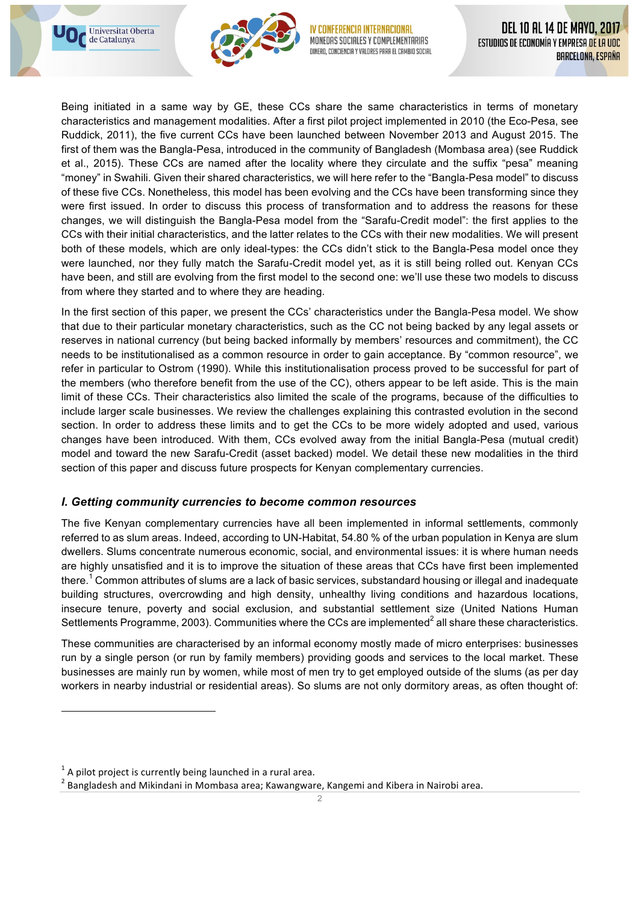Being initiated in a same way by GE, these CCs share the same characteristics in terms of monetary characteristics and management modalities. After a first pilot project implemented in 2010 (the Eco-Pesa, see Ruddick, 2011), the five current CCs have been launched between November 2013 and August 2015. The first of them was the Bangla-Pesa, introduced in the community of Bangladesh (Mombasa area) (see Ruddick et al., 2015). These CCs are named after the locality where they circulate and the suffix "pesa" meaning "money" in Swahili. Given their shared characteristics, we will here refer to the "Bangla-Pesa model" to discuss of these five CCs. Nonetheless, this model has been evolving and the CCs have been transforming since they were first issued. In order to discuss this process of transformation and to address the reasons for these changes, we will distinguish the Bangla-Pesa model from the "Sarafu-Credit model": the first applies to the CCs with their initial characteristics, and the latter relates to the CCs with their new modalities. We will present both of these models, which are only ideal-types: the CCs didn't stick to the Bangla-Pesa model once they were launched, nor they fully match the Sarafu-Credit model yet, as it is still being rolled out. Kenyan CCs have been, and still are evolving from the first model to the second one: we'll use these two models to discuss from where they started and to where they are heading.

In the first section of this paper, we present the CCs' characteristics under the Bangla-Pesa model. We show that due to their particular monetary characteristics, such as the CC not being backed by any legal assets or reserves in national currency (but being backed informally by members' resources and commitment), the CC needs to be institutionalised as a common resource in order to gain acceptance. By "common resource", we refer in particular to Ostrom (1990). While this institutionalisation process proved to be successful for part of the members (who therefore benefit from the use of the CC), others appear to be left aside. This is the main limit of these CCs. Their characteristics also limited the scale of the programs, because of the difficulties to include larger scale businesses. We review the challenges explaining this contrasted evolution in the second section. In order to address these limits and to get the CCs to be more widely adopted and used, various changes have been introduced. With them, CCs evolved away from the initial Bangla-Pesa (mutual credit) model and toward the new Sarafu-Credit (asset backed) model. We detail these new modalities in the third section of this paper and discuss future prospects for Kenyan complementary currencies.

## *I. Getting community currencies to become common resources*

The five Kenyan complementary currencies have all been implemented in informal settlements, commonly referred to as slum areas. Indeed, according to UN-Habitat, 54.80 % of the urban population in Kenya are slum dwellers. Slums concentrate numerous economic, social, and environmental issues: it is where human needs are highly unsatisfied and it is to improve the situation of these areas that CCs have first been implemented there.[1] Common attributes of slums are a lack of basic services, substandard housing or illegal and inadequate building structures, overcrowding and high density, unhealthy living conditions and hazardous locations, insecure tenure, poverty and social exclusion, and substantial settlement size (United Nations Human Settlements Programme, 2003). Communities where the CCs are implemented[2] all share these characteristics.

These communities are characterised by an informal economy mostly made of micro enterprises: businesses run by a single person (or run by family members) providing goods and services to the local market. These businesses are mainly run by women, while most of men try to get employed outside of the slums (as per day workers in nearby industrial or residential areas). So slums are not only dormitory areas, as often thought of:

[1] A pilot project is currently being launched in a rural area.

[2] Bangladesh and Mikindani in Mombasa area; Kawangware, Kangemi and Kibera in Nairobi area.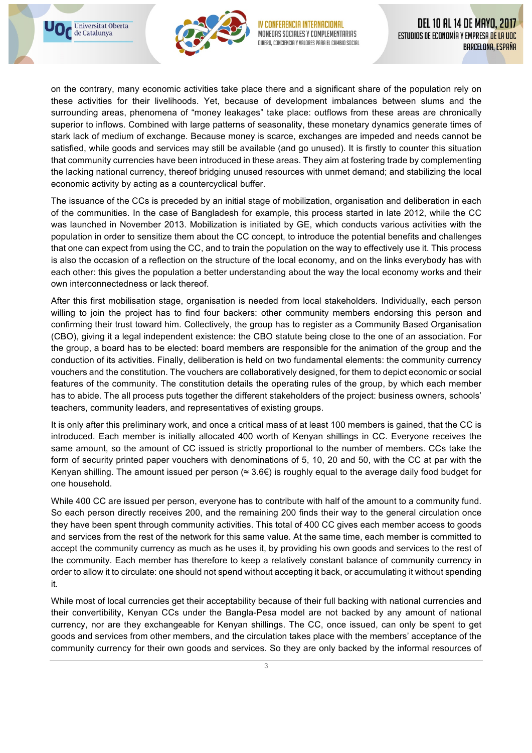on the contrary, many economic activities take place there and a significant share of the population rely on these activities for their livelihoods. Yet, because of development imbalances between slums and the surrounding areas, phenomena of "money leakages" take place: outflows from these areas are chronically superior to inflows. Combined with large patterns of seasonality, these monetary dynamics generate times of stark lack of medium of exchange. Because money is scarce, exchanges are impeded and needs cannot be satisfied, while goods and services may still be available (and go unused). It is firstly to counter this situation that community currencies have been introduced in these areas. They aim at fostering trade by complementing the lacking national currency, thereof bridging unused resources with unmet demand; and stabilizing the local economic activity by acting as a countercyclical buffer.

The issuance of the CCs is preceded by an initial stage of mobilization, organisation and deliberation in each of the communities. In the case of Bangladesh for example, this process started in late 2012, while the CC was launched in November 2013. Mobilization is initiated by GE, which conducts various activities with the population in order to sensitize them about the CC concept, to introduce the potential benefits and challenges that one can expect from using the CC, and to train the population on the way to effectively use it. This process is also the occasion of a reflection on the structure of the local economy, and on the links everybody has with each other: this gives the population a better understanding about the way the local economy works and their own interconnectedness or lack thereof.

After this first mobilisation stage, organisation is needed from local stakeholders. Individually, each person willing to join the project has to find four backers: other community members endorsing this person and confirming their trust toward him. Collectively, the group has to register as a Community Based Organisation (CBO), giving it a legal independent existence: the CBO statute being close to the one of an association. For the group, a board has to be elected: board members are responsible for the animation of the group and the conduction of its activities. Finally, deliberation is held on two fundamental elements: the community currency vouchers and the constitution. The vouchers are collaboratively designed, for them to depict economic or social features of the community. The constitution details the operating rules of the group, by which each member has to abide. The all process puts together the different stakeholders of the project: business owners, schools' teachers, community leaders, and representatives of existing groups.

It is only after this preliminary work, and once a critical mass of at least 100 members is gained, that the CC is introduced. Each member is initially allocated 400 worth of Kenyan shillings in CC. Everyone receives the same amount, so the amount of CC issued is strictly proportional to the number of members. CCs take the form of security printed paper vouchers with denominations of 5, 10, 20 and 50, with the CC at par with the Kenyan shilling. The amount issued per person (≈ 3.6€) is roughly equal to the average daily food budget for one household.

While 400 CC are issued per person, everyone has to contribute with half of the amount to a community fund. So each person directly receives 200, and the remaining 200 finds their way to the general circulation once they have been spent through community activities. This total of 400 CC gives each member access to goods and services from the rest of the network for this same value. At the same time, each member is committed to accept the community currency as much as he uses it, by providing his own goods and services to the rest of the community. Each member has therefore to keep a relatively constant balance of community currency in order to allow it to circulate: one should not spend without accepting it back, or accumulating it without spending it.

While most of local currencies get their acceptability because of their full backing with national currencies and their convertibility, Kenyan CCs under the Bangla-Pesa model are not backed by any amount of national currency, nor are they exchangeable for Kenyan shillings. The CC, once issued, can only be spent to get goods and services from other members, and the circulation takes place with the members' acceptance of the community currency for their own goods and services. So they are only backed by the informal resources of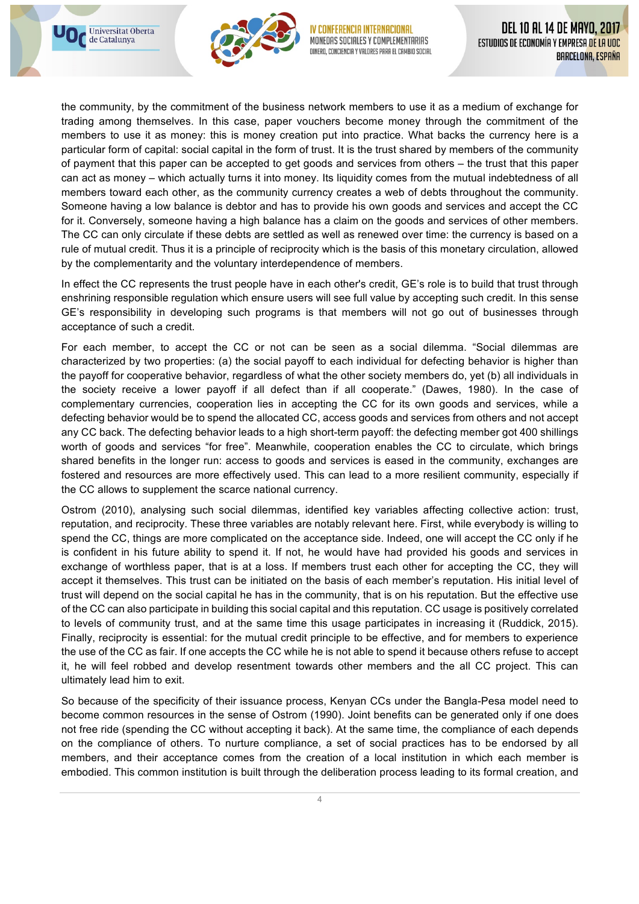the community, by the commitment of the business network members to use it as a medium of exchange for trading among themselves. In this case, paper vouchers become money through the commitment of the members to use it as money: this is money creation put into practice. What backs the currency here is a particular form of capital: social capital in the form of trust. It is the trust shared by members of the community of payment that this paper can be accepted to get goods and services from others – the trust that this paper can act as money – which actually turns it into money. Its liquidity comes from the mutual indebtedness of all members toward each other, as the community currency creates a web of debts throughout the community. Someone having a low balance is debtor and has to provide his own goods and services and accept the CC for it. Conversely, someone having a high balance has a claim on the goods and services of other members. The CC can only circulate if these debts are settled as well as renewed over time: the currency is based on a rule of mutual credit. Thus it is a principle of reciprocity which is the basis of this monetary circulation, allowed by the complementarity and the voluntary interdependence of members.

In effect the CC represents the trust people have in each other's credit, GE's role is to build that trust through enshrining responsible regulation which ensure users will see full value by accepting such credit. In this sense GE's responsibility in developing such programs is that members will not go out of businesses through acceptance of such a credit.

For each member, to accept the CC or not can be seen as a social dilemma. "Social dilemmas are characterized by two properties: (a) the social payoff to each individual for defecting behavior is higher than the payoff for cooperative behavior, regardless of what the other society members do, yet (b) all individuals in the society receive a lower payoff if all defect than if all cooperate." (Dawes, 1980). In the case of complementary currencies, cooperation lies in accepting the CC for its own goods and services, while a defecting behavior would be to spend the allocated CC, access goods and services from others and not accept any CC back. The defecting behavior leads to a high short-term payoff: the defecting member got 400 shillings worth of goods and services "for free". Meanwhile, cooperation enables the CC to circulate, which brings shared benefits in the longer run: access to goods and services is eased in the community, exchanges are fostered and resources are more effectively used. This can lead to a more resilient community, especially if the CC allows to supplement the scarce national currency.

Ostrom (2010), analysing such social dilemmas, identified key variables affecting collective action: trust, reputation, and reciprocity. These three variables are notably relevant here. First, while everybody is willing to spend the CC, things are more complicated on the acceptance side. Indeed, one will accept the CC only if he is confident in his future ability to spend it. If not, he would have had provided his goods and services in exchange of worthless paper, that is at a loss. If members trust each other for accepting the CC, they will accept it themselves. This trust can be initiated on the basis of each member's reputation. His initial level of trust will depend on the social capital he has in the community, that is on his reputation. But the effective use of the CC can also participate in building this social capital and this reputation. CC usage is positively correlated to levels of community trust, and at the same time this usage participates in increasing it (Ruddick, 2015). Finally, reciprocity is essential: for the mutual credit principle to be effective, and for members to experience the use of the CC as fair. If one accepts the CC while he is not able to spend it because others refuse to accept it, he will feel robbed and develop resentment towards other members and the all CC project. This can ultimately lead him to exit.

So because of the specificity of their issuance process, Kenyan CCs under the Bangla-Pesa model need to become common resources in the sense of Ostrom (1990). Joint benefits can be generated only if one does not free ride (spending the CC without accepting it back). At the same time, the compliance of each depends on the compliance of others. To nurture compliance, a set of social practices has to be endorsed by all members, and their acceptance comes from the creation of a local institution in which each member is embodied. This common institution is built through the deliberation process leading to its formal creation, and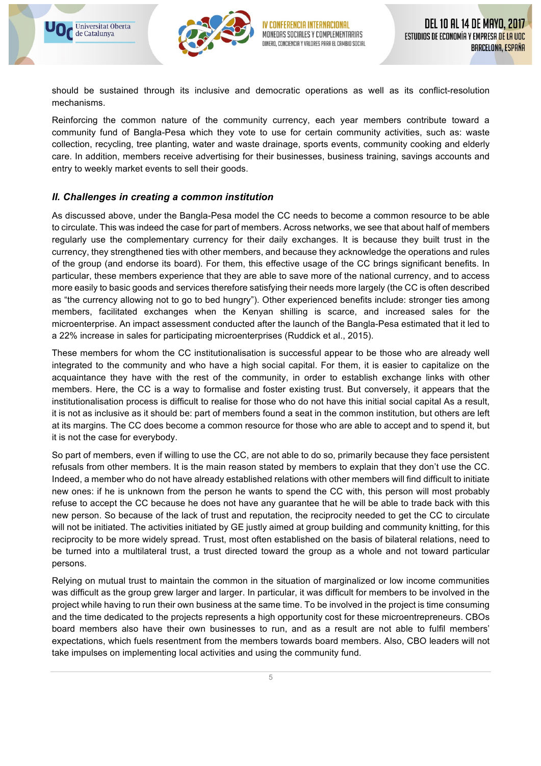should be sustained through its inclusive and democratic operations as well as its conflict-resolution mechanisms.

Reinforcing the common nature of the community currency, each year members contribute toward a community fund of Bangla-Pesa which they vote to use for certain community activities, such as: waste collection, recycling, tree planting, water and waste drainage, sports events, community cooking and elderly care. In addition, members receive advertising for their businesses, business training, savings accounts and entry to weekly market events to sell their goods.

### *II. Challenges in creating a common institution*

As discussed above, under the Bangla-Pesa model the CC needs to become a common resource to be able to circulate. This was indeed the case for part of members. Across networks, we see that about half of members regularly use the complementary currency for their daily exchanges. It is because they built trust in the currency, they strengthened ties with other members, and because they acknowledge the operations and rules of the group (and endorse its board). For them, this effective usage of the CC brings significant benefits. In particular, these members experience that they are able to save more of the national currency, and to access more easily to basic goods and services therefore satisfying their needs more largely (the CC is often described as "the currency allowing not to go to bed hungry"). Other experienced benefits include: stronger ties among members, facilitated exchanges when the Kenyan shilling is scarce, and increased sales for the microenterprise. An impact assessment conducted after the launch of the Bangla-Pesa estimated that it led to a 22% increase in sales for participating microenterprises (Ruddick et al., 2015).

These members for whom the CC institutionalisation is successful appear to be those who are already well integrated to the community and who have a high social capital. For them, it is easier to capitalize on the acquaintance they have with the rest of the community, in order to establish exchange links with other members. Here, the CC is a way to formalise and foster existing trust. But conversely, it appears that the institutionalisation process is difficult to realise for those who do not have this initial social capital As a result, it is not as inclusive as it should be: part of members found a seat in the common institution, but others are left at its margins. The CC does become a common resource for those who are able to accept and to spend it, but it is not the case for everybody.

So part of members, even if willing to use the CC, are not able to do so, primarily because they face persistent refusals from other members. It is the main reason stated by members to explain that they don't use the CC. Indeed, a member who do not have already established relations with other members will find difficult to initiate new ones: if he is unknown from the person he wants to spend the CC with, this person will most probably refuse to accept the CC because he does not have any guarantee that he will be able to trade back with this new person. So because of the lack of trust and reputation, the reciprocity needed to get the CC to circulate will not be initiated. The activities initiated by GE justly aimed at group building and community knitting, for this reciprocity to be more widely spread. Trust, most often established on the basis of bilateral relations, need to be turned into a multilateral trust, a trust directed toward the group as a whole and not toward particular persons.

Relying on mutual trust to maintain the common in the situation of marginalized or low income communities was difficult as the group grew larger and larger. In particular, it was difficult for members to be involved in the project while having to run their own business at the same time. To be involved in the project is time consuming and the time dedicated to the projects represents a high opportunity cost for these microentrepreneurs. CBOs board members also have their own businesses to run, and as a result are not able to fulfil members' expectations, which fuels resentment from the members towards board members. Also, CBO leaders will not take impulses on implementing local activities and using the community fund.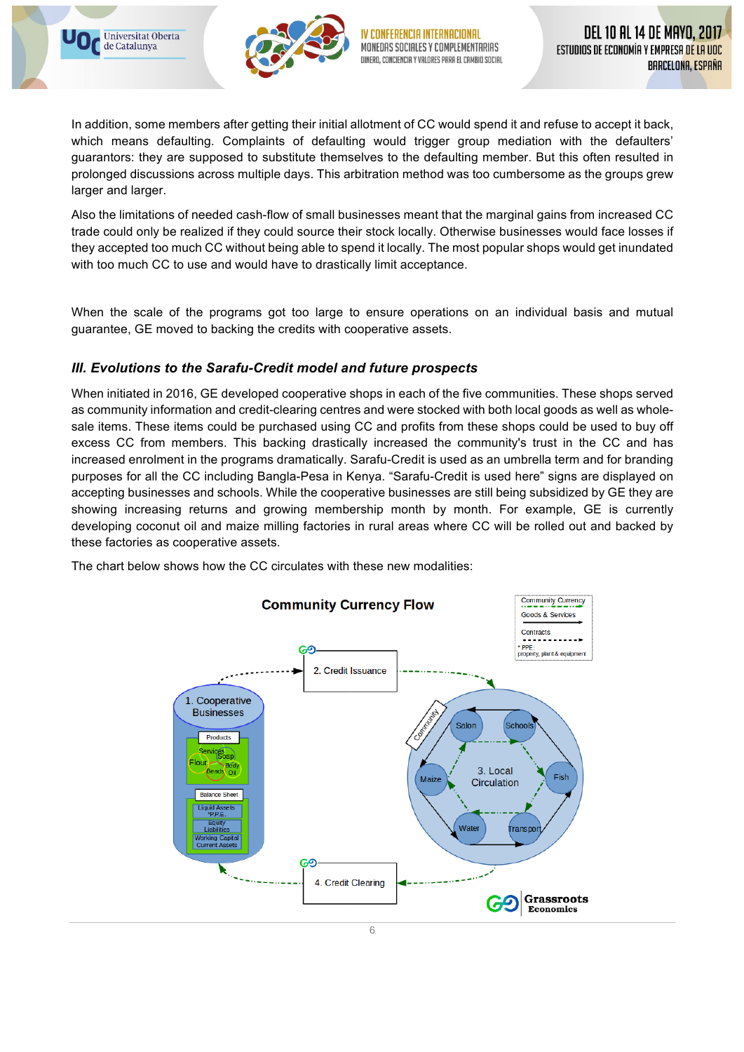In addition, some members after getting their initial allotment of CC would spend it and refuse to accept it back, which means defaulting. Complaints of defaulting would trigger group mediation with the defaulters' guarantors: they are supposed to substitute themselves to the defaulting member. But this often resulted in prolonged discussions across multiple days. This arbitration method was too cumbersome as the groups grew larger and larger.

Also the limitations of needed cash-flow of small businesses meant that the marginal gains from increased CC trade could only be realized if they could source their stock locally. Otherwise businesses would face losses if they accepted too much CC without being able to spend it locally. The most popular shops would get inundated with too much CC to use and would have to drastically limit acceptance.

When the scale of the programs got too large to ensure operations on an individual basis and mutual guarantee, GE moved to backing the credits with cooperative assets.

### *III. Evolutions to the Sarafu-Credit model and future prospects*

When initiated in 2016, GE developed cooperative shops in each of the five communities. These shops served as community information and credit-clearing centres and were stocked with both local goods as well as whole-sale items. These items could be purchased using CC and profits from these shops could be used to buy off excess CC from members. This backing drastically increased the community's trust in the CC and has increased enrolment in the programs dramatically. Sarafu-Credit is used as an umbrella term and for branding purposes for all the CC including Bangla-Pesa in Kenya. "Sarafu-Credit is used here" signs are displayed on accepting businesses and schools. While the cooperative businesses are still being subsidized by GE they are showing increasing returns and growing membership month by month. For example, GE is currently developing coconut oil and maize milling factories in rural areas where CC will be rolled out and backed by these factories as cooperative assets.

The chart below shows how the CC circulates with these new modalities:

**Community Currency Flow**

| Legend | |
|---|---|
| Community Currency | dashed green arrow |
| Goods & Services | solid arrow |
| Contracts | dotted arrow |

\* PPE: property, plant & equipment

1. Cooperative Businesses
   - Products: Services, Soap, Flour, Body Oil, Beads
   - Balance Sheet: Liquid Assets, \*P.P.E., Equity, Liabilities, Working Capital, Current Assets
2. Credit Issuance
3. Local Circulation (Community): Salon, Schools, Maize, Fish, Water, Transport
4. Credit Clearing

Grassroots Economics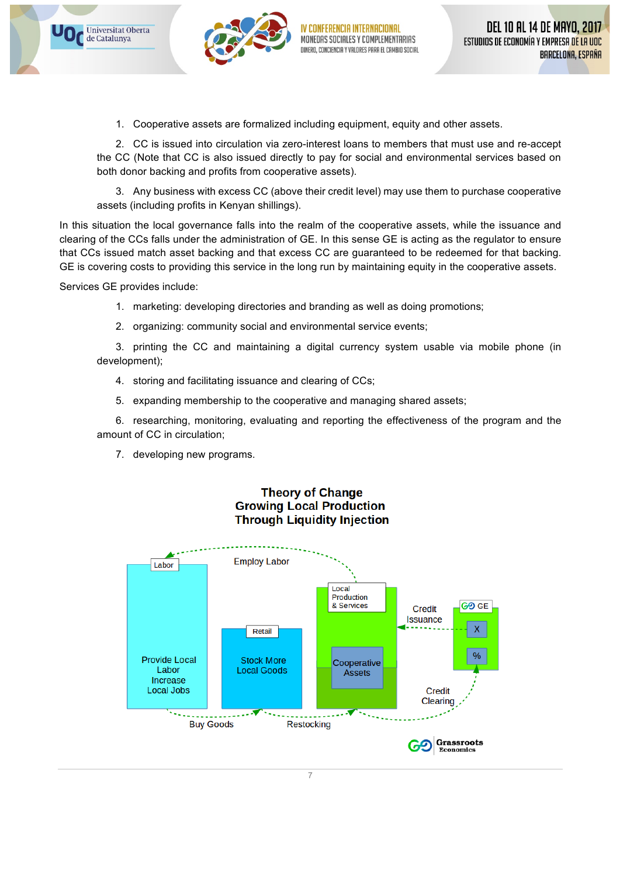1. Cooperative assets are formalized including equipment, equity and other assets.

2. CC is issued into circulation via zero-interest loans to members that must use and re-accept the CC (Note that CC is also issued directly to pay for social and environmental services based on both donor backing and profits from cooperative assets).

3. Any business with excess CC (above their credit level) may use them to purchase cooperative assets (including profits in Kenyan shillings).

In this situation the local governance falls into the realm of the cooperative assets, while the issuance and clearing of the CCs falls under the administration of GE. In this sense GE is acting as the regulator to ensure that CCs issued match asset backing and that excess CC are guaranteed to be redeemed for that backing. GE is covering costs to providing this service in the long run by maintaining equity in the cooperative assets.

Services GE provides include:

1. marketing: developing directories and branding as well as doing promotions;

2. organizing: community social and environmental service events;

3. printing the CC and maintaining a digital currency system usable via mobile phone (in development);

4. storing and facilitating issuance and clearing of CCs;

5. expanding membership to the cooperative and managing shared assets;

6. researching, monitoring, evaluating and reporting the effectiveness of the program and the amount of CC in circulation;

7. developing new programs.

**Theory of Change**
**Growing Local Production**
**Through Liquidity Injection**

Labor — Provide Local Labor Increase Local Jobs

Retail — Stock More Local Goods

Local Production & Services — Cooperative Assets

GE — X — %

Employ Labor · Credit Issuance · Credit Clearing · Buy Goods · Restocking

Grassroots Economics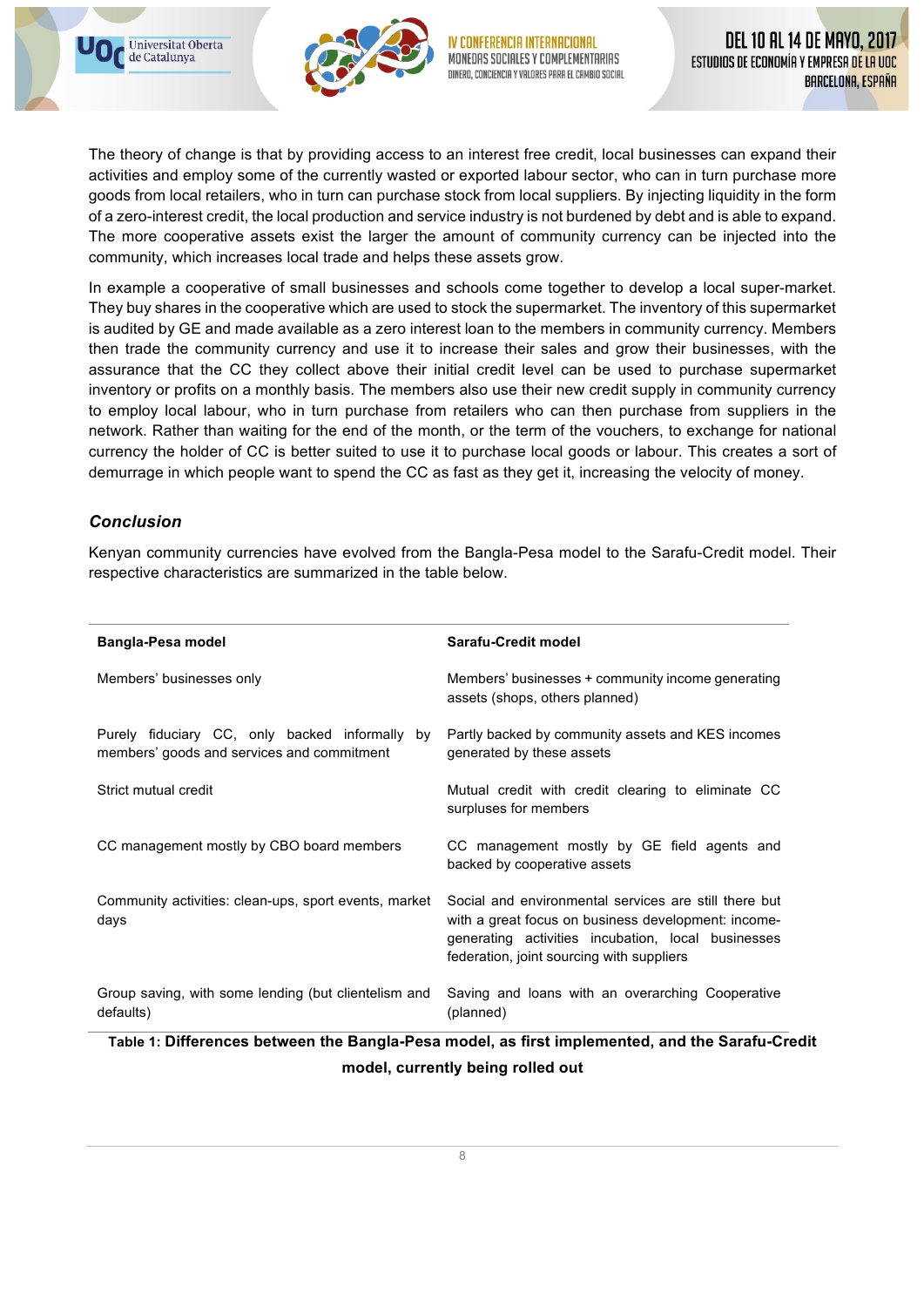The theory of change is that by providing access to an interest free credit, local businesses can expand their activities and employ some of the currently wasted or exported labour sector, who can in turn purchase more goods from local retailers, who in turn can purchase stock from local suppliers. By injecting liquidity in the form of a zero-interest credit, the local production and service industry is not burdened by debt and is able to expand. The more cooperative assets exist the larger the amount of community currency can be injected into the community, which increases local trade and helps these assets grow.

In example a cooperative of small businesses and schools come together to develop a local super-market. They buy shares in the cooperative which are used to stock the supermarket. The inventory of this supermarket is audited by GE and made available as a zero interest loan to the members in community currency. Members then trade the community currency and use it to increase their sales and grow their businesses, with the assurance that the CC they collect above their initial credit level can be used to purchase supermarket inventory or profits on a monthly basis. The members also use their new credit supply in community currency to employ local labour, who in turn purchase from retailers who can then purchase from suppliers in the network. Rather than waiting for the end of the month, or the term of the vouchers, to exchange for national currency the holder of CC is better suited to use it to purchase local goods or labour. This creates a sort of demurrage in which people want to spend the CC as fast as they get it, increasing the velocity of money.

### *Conclusion*

Kenyan community currencies have evolved from the Bangla-Pesa model to the Sarafu-Credit model. Their respective characteristics are summarized in the table below.

| Bangla-Pesa model | Sarafu-Credit model |
|---|---|
| Members' businesses only | Members' businesses + community income generating assets (shops, others planned) |
| Purely fiduciary CC, only backed informally by members' goods and services and commitment | Partly backed by community assets and KES incomes generated by these assets |
| Strict mutual credit | Mutual credit with credit clearing to eliminate CC surpluses for members |
| CC management mostly by CBO board members | CC management mostly by GE field agents and backed by cooperative assets |
| Community activities: clean-ups, sport events, market days | Social and environmental services are still there but with a great focus on business development: income-generating activities incubation, local businesses federation, joint sourcing with suppliers |
| Group saving, with some lending (but clientelism and defaults) | Saving and loans with an overarching Cooperative (planned) |

**Table 1: Differences between the Bangla-Pesa model, as first implemented, and the Sarafu-Credit model, currently being rolled out**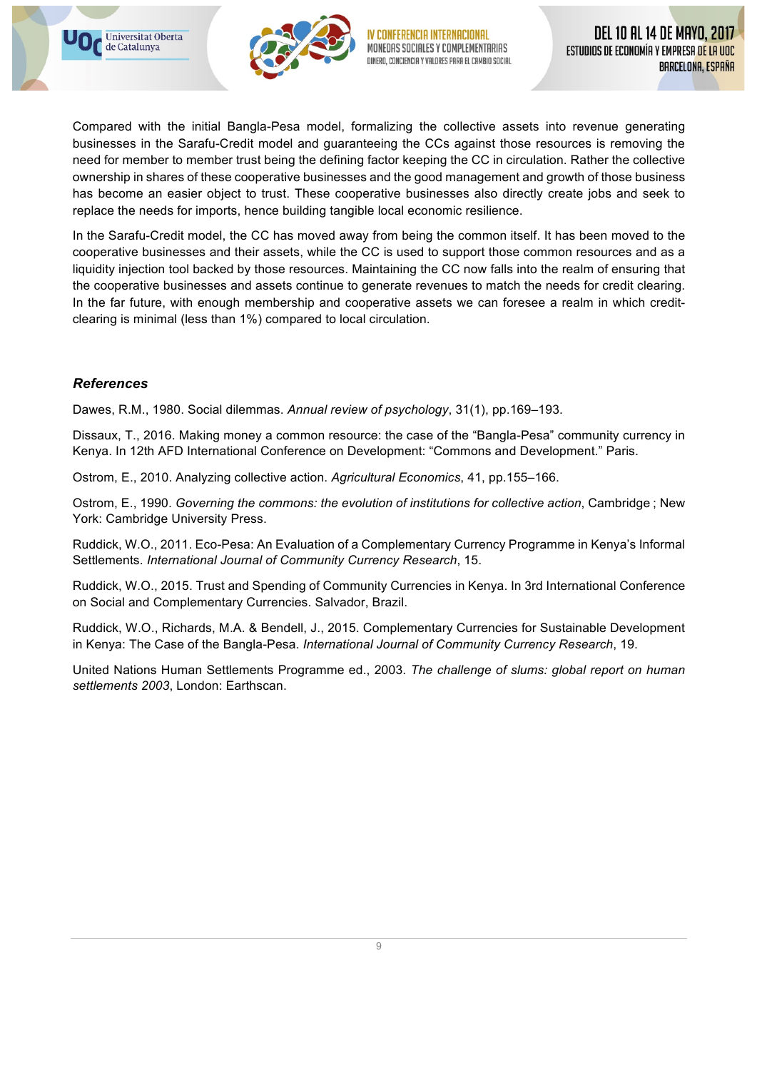Compared with the initial Bangla-Pesa model, formalizing the collective assets into revenue generating businesses in the Sarafu-Credit model and guaranteeing the CCs against those resources is removing the need for member to member trust being the defining factor keeping the CC in circulation. Rather the collective ownership in shares of these cooperative businesses and the good management and growth of those business has become an easier object to trust. These cooperative businesses also directly create jobs and seek to replace the needs for imports, hence building tangible local economic resilience.

In the Sarafu-Credit model, the CC has moved away from being the common itself. It has been moved to the cooperative businesses and their assets, while the CC is used to support those common resources and as a liquidity injection tool backed by those resources. Maintaining the CC now falls into the realm of ensuring that the cooperative businesses and assets continue to generate revenues to match the needs for credit clearing. In the far future, with enough membership and cooperative assets we can foresee a realm in which credit-clearing is minimal (less than 1%) compared to local circulation.

### *References*

Dawes, R.M., 1980. Social dilemmas. *Annual review of psychology*, 31(1), pp.169–193.

Dissaux, T., 2016. Making money a common resource: the case of the “Bangla-Pesa” community currency in Kenya. In 12th AFD International Conference on Development: “Commons and Development.” Paris.

Ostrom, E., 2010. Analyzing collective action. *Agricultural Economics*, 41, pp.155–166.

Ostrom, E., 1990. *Governing the commons: the evolution of institutions for collective action*, Cambridge ; New York: Cambridge University Press.

Ruddick, W.O., 2011. Eco-Pesa: An Evaluation of a Complementary Currency Programme in Kenya’s Informal Settlements. *International Journal of Community Currency Research*, 15.

Ruddick, W.O., 2015. Trust and Spending of Community Currencies in Kenya. In 3rd International Conference on Social and Complementary Currencies. Salvador, Brazil.

Ruddick, W.O., Richards, M.A. & Bendell, J., 2015. Complementary Currencies for Sustainable Development in Kenya: The Case of the Bangla-Pesa. *International Journal of Community Currency Research*, 19.

United Nations Human Settlements Programme ed., 2003. *The challenge of slums: global report on human settlements 2003*, London: Earthscan.